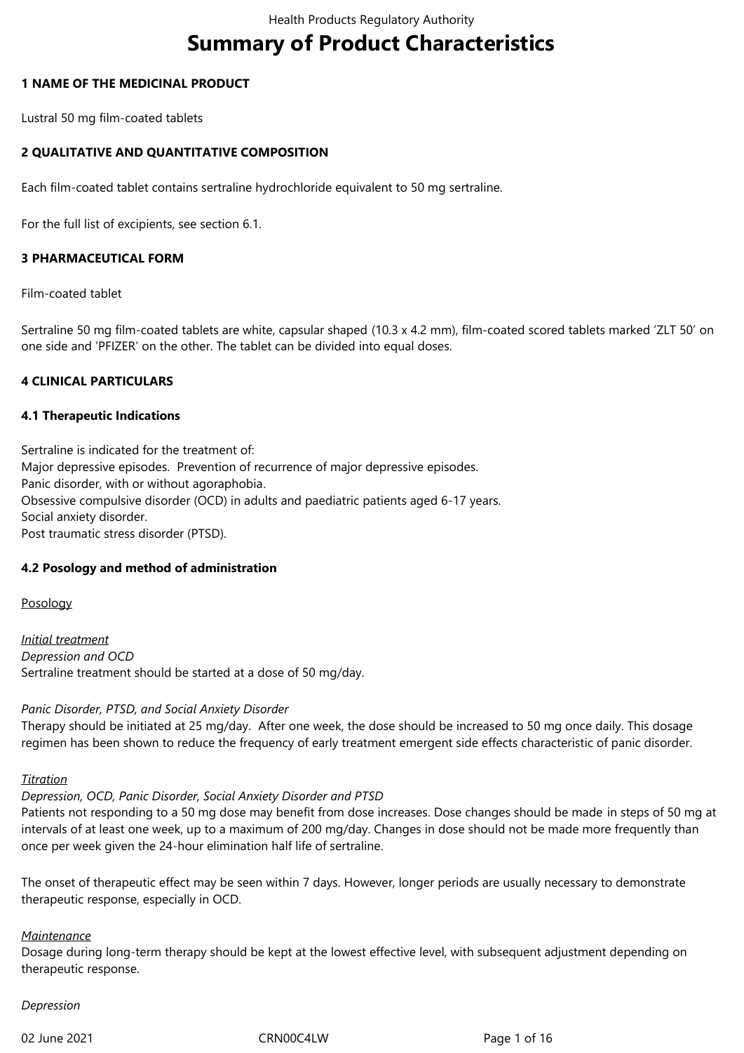# Summary of Product Characteristics

## 1 NAME OF THE MEDICINAL PRODUCT

Lustral 50 mg film-coated tablets

## 2 QUALITATIVE AND QUANTITATIVE COMPOSITION

Each film-coated tablet contains sertraline hydrochloride equivalent to 50 mg sertraline.

For the full list of excipients, see section 6.1.

## 3 PHARMACEUTICAL FORM

Film-coated tablet

Sertraline 50 mg film-coated tablets are white, capsular shaped (10.3 x 4.2 mm), film-coated scored tablets marked 'ZLT 50' on one side and 'PFIZER' on the other. The tablet can be divided into equal doses.

## 4 CLINICAL PARTICULARS

### 4.1 Therapeutic Indications

Sertraline is indicated for the treatment of:
Major depressive episodes. Prevention of recurrence of major depressive episodes.
Panic disorder, with or without agoraphobia.
Obsessive compulsive disorder (OCD) in adults and paediatric patients aged 6-17 years.
Social anxiety disorder.
Post traumatic stress disorder (PTSD).

### 4.2 Posology and method of administration

Posology

*Initial treatment*
*Depression and OCD*
Sertraline treatment should be started at a dose of 50 mg/day.

*Panic Disorder, PTSD, and Social Anxiety Disorder*
Therapy should be initiated at 25 mg/day. After one week, the dose should be increased to 50 mg once daily. This dosage regimen has been shown to reduce the frequency of early treatment emergent side effects characteristic of panic disorder.

*Titration*
*Depression, OCD, Panic Disorder, Social Anxiety Disorder and PTSD*
Patients not responding to a 50 mg dose may benefit from dose increases. Dose changes should be made in steps of 50 mg at intervals of at least one week, up to a maximum of 200 mg/day. Changes in dose should not be made more frequently than once per week given the 24-hour elimination half life of sertraline.

The onset of therapeutic effect may be seen within 7 days. However, longer periods are usually necessary to demonstrate therapeutic response, especially in OCD.

*Maintenance*
Dosage during long-term therapy should be kept at the lowest effective level, with subsequent adjustment depending on therapeutic response.

*Depression*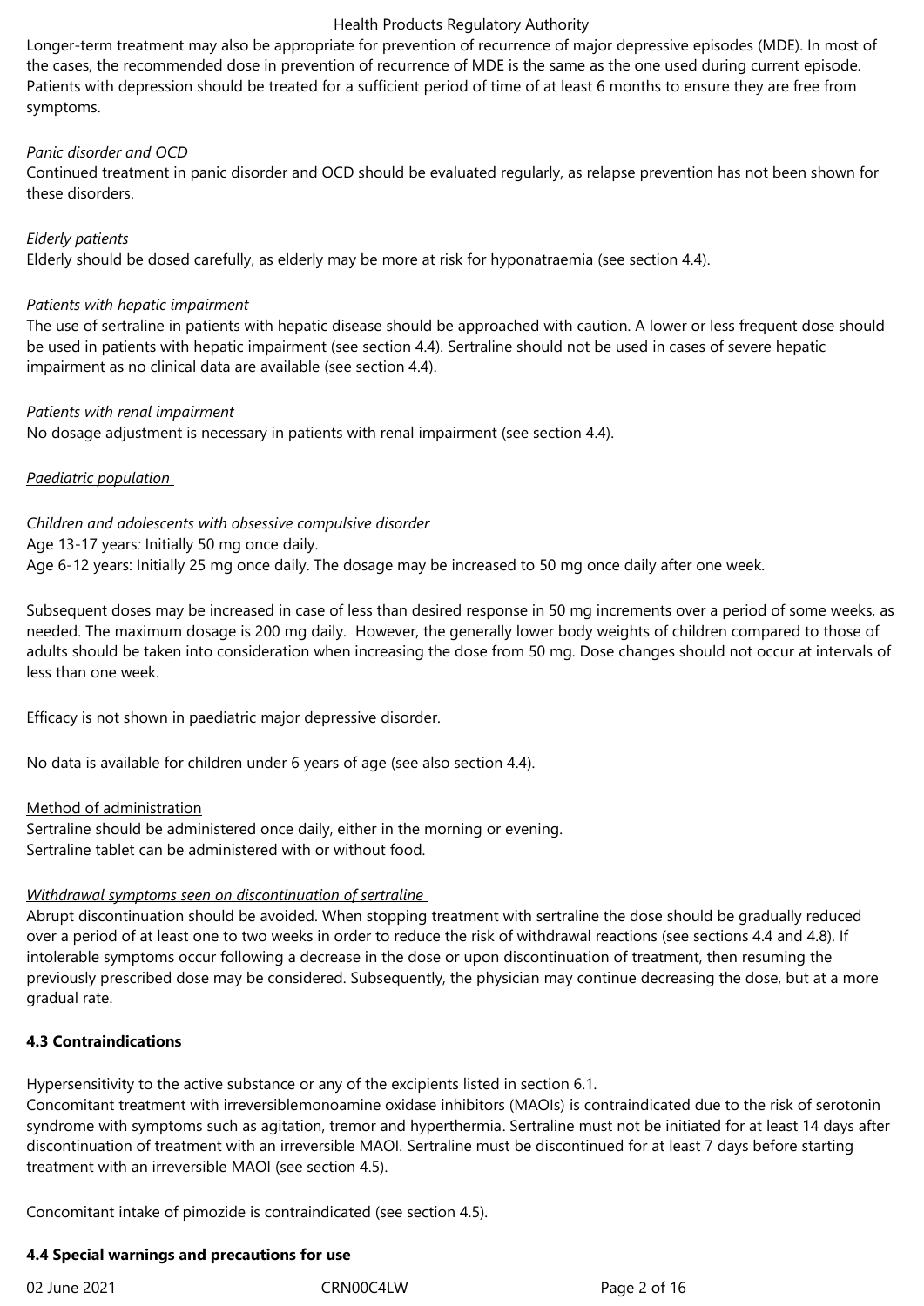Longer-term treatment may also be appropriate for prevention of recurrence of major depressive episodes (MDE). In most of the cases, the recommended dose in prevention of recurrence of MDE is the same as the one used during current episode. Patients with depression should be treated for a sufficient period of time of at least 6 months to ensure they are free from symptoms.

*Panic disorder and OCD*

Continued treatment in panic disorder and OCD should be evaluated regularly, as relapse prevention has not been shown for these disorders.

*Elderly patients*

Elderly should be dosed carefully, as elderly may be more at risk for hyponatraemia (see section 4.4).

*Patients with hepatic impairment*

The use of sertraline in patients with hepatic disease should be approached with caution. A lower or less frequent dose should be used in patients with hepatic impairment (see section 4.4). Sertraline should not be used in cases of severe hepatic impairment as no clinical data are available (see section 4.4).

*Patients with renal impairment*

No dosage adjustment is necessary in patients with renal impairment (see section 4.4).

*Paediatric population*

*Children and adolescents with obsessive compulsive disorder*

Age 13-17 years: Initially 50 mg once daily.

Age 6-12 years: Initially 25 mg once daily. The dosage may be increased to 50 mg once daily after one week.

Subsequent doses may be increased in case of less than desired response in 50 mg increments over a period of some weeks, as needed. The maximum dosage is 200 mg daily. However, the generally lower body weights of children compared to those of adults should be taken into consideration when increasing the dose from 50 mg. Dose changes should not occur at intervals of less than one week.

Efficacy is not shown in paediatric major depressive disorder.

No data is available for children under 6 years of age (see also section 4.4).

Method of administration

Sertraline should be administered once daily, either in the morning or evening.

Sertraline tablet can be administered with or without food.

*Withdrawal symptoms seen on discontinuation of sertraline*

Abrupt discontinuation should be avoided. When stopping treatment with sertraline the dose should be gradually reduced over a period of at least one to two weeks in order to reduce the risk of withdrawal reactions (see sections 4.4 and 4.8). If intolerable symptoms occur following a decrease in the dose or upon discontinuation of treatment, then resuming the previously prescribed dose may be considered. Subsequently, the physician may continue decreasing the dose, but at a more gradual rate.

**4.3 Contraindications**

Hypersensitivity to the active substance or any of the excipients listed in section 6.1.

Concomitant treatment with irreversiblemonoamine oxidase inhibitors (MAOIs) is contraindicated due to the risk of serotonin syndrome with symptoms such as agitation, tremor and hyperthermia. Sertraline must not be initiated for at least 14 days after discontinuation of treatment with an irreversible MAOI. Sertraline must be discontinued for at least 7 days before starting treatment with an irreversible MAOI (see section 4.5).

Concomitant intake of pimozide is contraindicated (see section 4.5).

**4.4 Special warnings and precautions for use**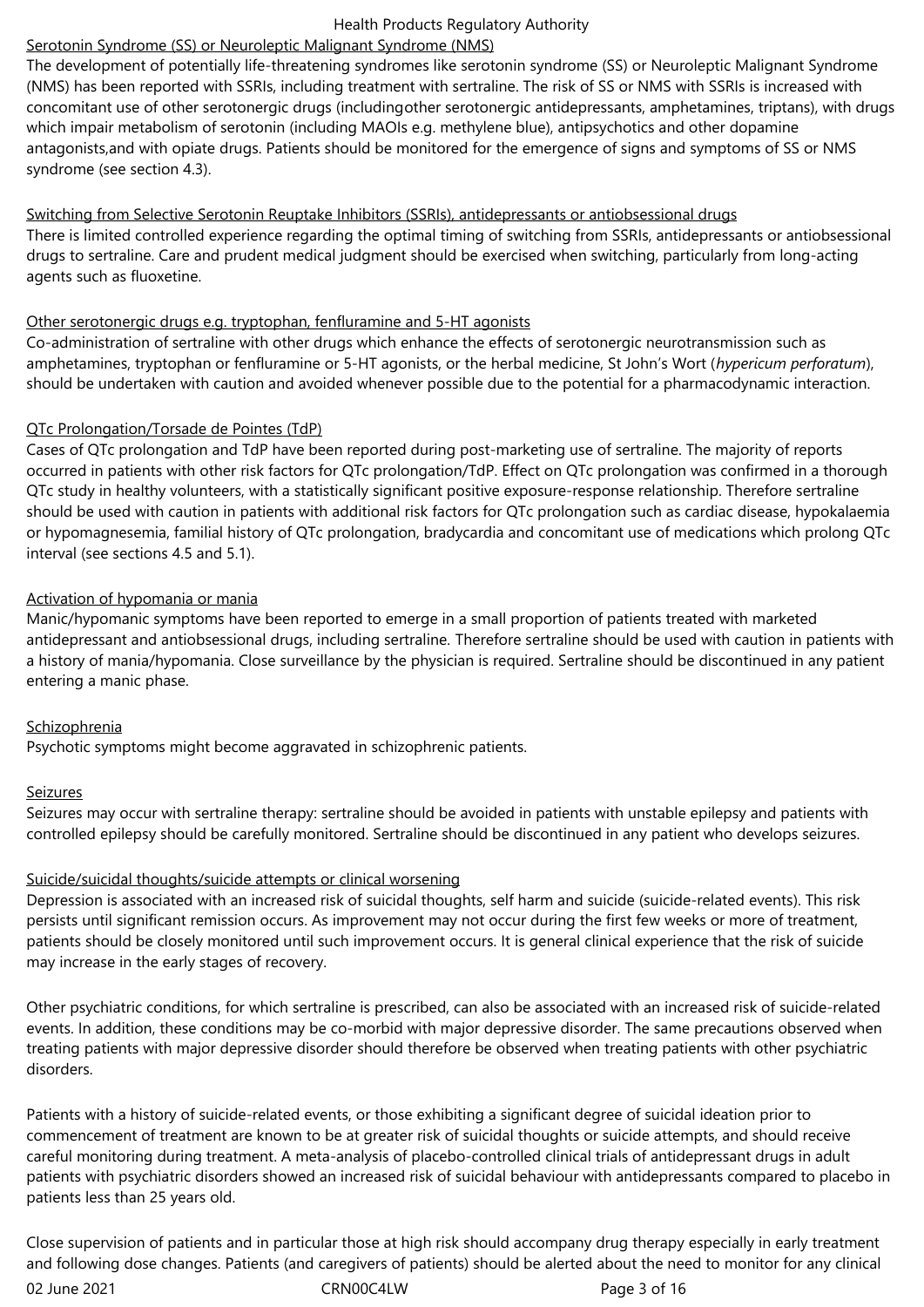Serotonin Syndrome (SS) or Neuroleptic Malignant Syndrome (NMS)

The development of potentially life-threatening syndromes like serotonin syndrome (SS) or Neuroleptic Malignant Syndrome (NMS) has been reported with SSRIs, including treatment with sertraline. The risk of SS or NMS with SSRIs is increased with concomitant use of other serotonergic drugs (includingother serotonergic antidepressants, amphetamines, triptans), with drugs which impair metabolism of serotonin (including MAOIs e.g. methylene blue), antipsychotics and other dopamine antagonists,and with opiate drugs. Patients should be monitored for the emergence of signs and symptoms of SS or NMS syndrome (see section 4.3).

Switching from Selective Serotonin Reuptake Inhibitors (SSRIs), antidepressants or antiobsessional drugs

There is limited controlled experience regarding the optimal timing of switching from SSRIs, antidepressants or antiobsessional drugs to sertraline. Care and prudent medical judgment should be exercised when switching, particularly from long-acting agents such as fluoxetine.

Other serotonergic drugs e.g. tryptophan, fenfluramine and 5-HT agonists

Co-administration of sertraline with other drugs which enhance the effects of serotonergic neurotransmission such as amphetamines, tryptophan or fenfluramine or 5-HT agonists, or the herbal medicine, St John's Wort (*hypericum perforatum*), should be undertaken with caution and avoided whenever possible due to the potential for a pharmacodynamic interaction.

QTc Prolongation/Torsade de Pointes (TdP)

Cases of QTc prolongation and TdP have been reported during post-marketing use of sertraline. The majority of reports occurred in patients with other risk factors for QTc prolongation/TdP. Effect on QTc prolongation was confirmed in a thorough QTc study in healthy volunteers, with a statistically significant positive exposure-response relationship. Therefore sertraline should be used with caution in patients with additional risk factors for QTc prolongation such as cardiac disease, hypokalaemia or hypomagnesemia, familial history of QTc prolongation, bradycardia and concomitant use of medications which prolong QTc interval (see sections 4.5 and 5.1).

Activation of hypomania or mania

Manic/hypomanic symptoms have been reported to emerge in a small proportion of patients treated with marketed antidepressant and antiobsessional drugs, including sertraline. Therefore sertraline should be used with caution in patients with a history of mania/hypomania. Close surveillance by the physician is required. Sertraline should be discontinued in any patient entering a manic phase.

Schizophrenia

Psychotic symptoms might become aggravated in schizophrenic patients.

Seizures

Seizures may occur with sertraline therapy: sertraline should be avoided in patients with unstable epilepsy and patients with controlled epilepsy should be carefully monitored. Sertraline should be discontinued in any patient who develops seizures.

Suicide/suicidal thoughts/suicide attempts or clinical worsening

Depression is associated with an increased risk of suicidal thoughts, self harm and suicide (suicide-related events). This risk persists until significant remission occurs. As improvement may not occur during the first few weeks or more of treatment, patients should be closely monitored until such improvement occurs. It is general clinical experience that the risk of suicide may increase in the early stages of recovery.

Other psychiatric conditions, for which sertraline is prescribed, can also be associated with an increased risk of suicide-related events. In addition, these conditions may be co-morbid with major depressive disorder. The same precautions observed when treating patients with major depressive disorder should therefore be observed when treating patients with other psychiatric disorders.

Patients with a history of suicide-related events, or those exhibiting a significant degree of suicidal ideation prior to commencement of treatment are known to be at greater risk of suicidal thoughts or suicide attempts, and should receive careful monitoring during treatment. A meta-analysis of placebo-controlled clinical trials of antidepressant drugs in adult patients with psychiatric disorders showed an increased risk of suicidal behaviour with antidepressants compared to placebo in patients less than 25 years old.

Close supervision of patients and in particular those at high risk should accompany drug therapy especially in early treatment and following dose changes. Patients (and caregivers of patients) should be alerted about the need to monitor for any clinical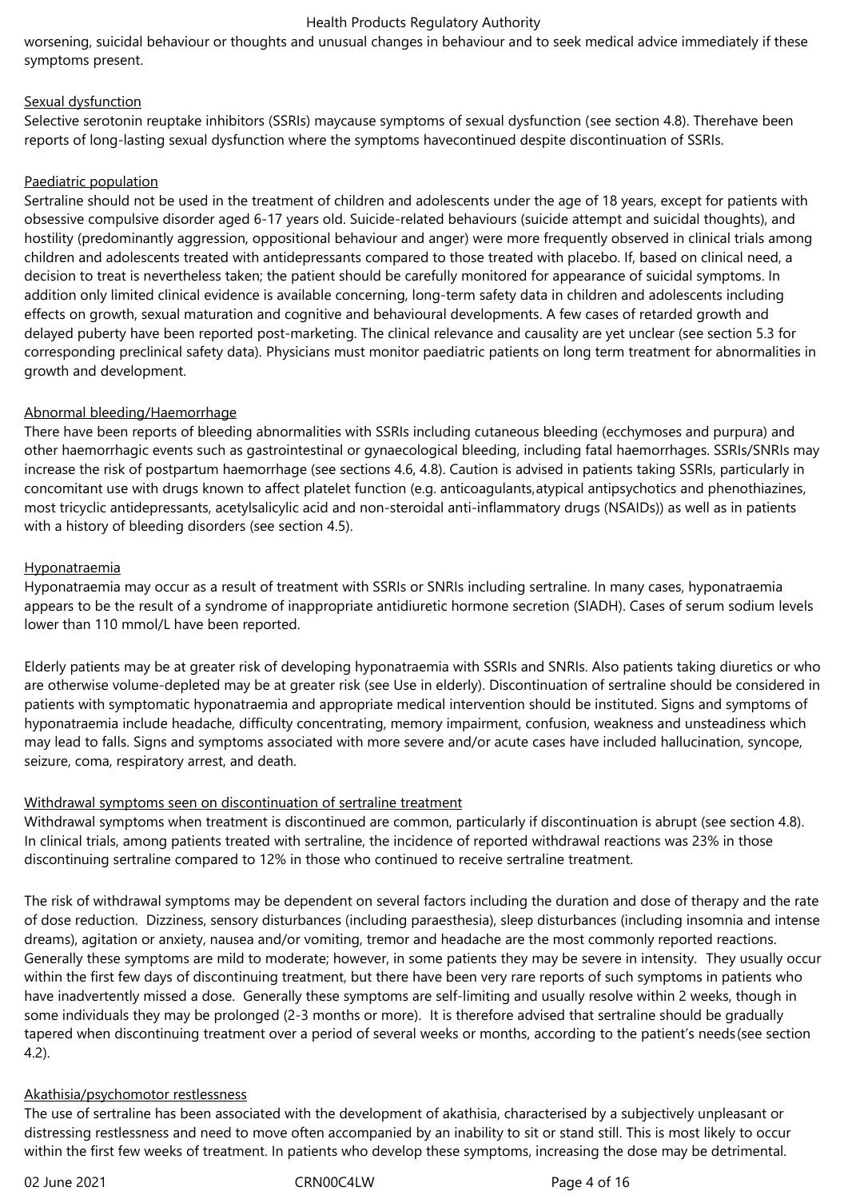worsening, suicidal behaviour or thoughts and unusual changes in behaviour and to seek medical advice immediately if these symptoms present.

Sexual dysfunction

Selective serotonin reuptake inhibitors (SSRIs) maycause symptoms of sexual dysfunction (see section 4.8). Therehave been reports of long-lasting sexual dysfunction where the symptoms havecontinued despite discontinuation of SSRIs.

Paediatric population

Sertraline should not be used in the treatment of children and adolescents under the age of 18 years, except for patients with obsessive compulsive disorder aged 6-17 years old. Suicide-related behaviours (suicide attempt and suicidal thoughts), and hostility (predominantly aggression, oppositional behaviour and anger) were more frequently observed in clinical trials among children and adolescents treated with antidepressants compared to those treated with placebo. If, based on clinical need, a decision to treat is nevertheless taken; the patient should be carefully monitored for appearance of suicidal symptoms. In addition only limited clinical evidence is available concerning, long-term safety data in children and adolescents including effects on growth, sexual maturation and cognitive and behavioural developments. A few cases of retarded growth and delayed puberty have been reported post-marketing. The clinical relevance and causality are yet unclear (see section 5.3 for corresponding preclinical safety data). Physicians must monitor paediatric patients on long term treatment for abnormalities in growth and development.

Abnormal bleeding/Haemorrhage

There have been reports of bleeding abnormalities with SSRIs including cutaneous bleeding (ecchymoses and purpura) and other haemorrhagic events such as gastrointestinal or gynaecological bleeding, including fatal haemorrhages. SSRIs/SNRIs may increase the risk of postpartum haemorrhage (see sections 4.6, 4.8). Caution is advised in patients taking SSRIs, particularly in concomitant use with drugs known to affect platelet function (e.g. anticoagulants,atypical antipsychotics and phenothiazines, most tricyclic antidepressants, acetylsalicylic acid and non-steroidal anti-inflammatory drugs (NSAIDs)) as well as in patients with a history of bleeding disorders (see section 4.5).

Hyponatraemia

Hyponatraemia may occur as a result of treatment with SSRIs or SNRIs including sertraline. In many cases, hyponatraemia appears to be the result of a syndrome of inappropriate antidiuretic hormone secretion (SIADH). Cases of serum sodium levels lower than 110 mmol/L have been reported.

Elderly patients may be at greater risk of developing hyponatraemia with SSRIs and SNRIs. Also patients taking diuretics or who are otherwise volume-depleted may be at greater risk (see Use in elderly). Discontinuation of sertraline should be considered in patients with symptomatic hyponatraemia and appropriate medical intervention should be instituted. Signs and symptoms of hyponatraemia include headache, difficulty concentrating, memory impairment, confusion, weakness and unsteadiness which may lead to falls. Signs and symptoms associated with more severe and/or acute cases have included hallucination, syncope, seizure, coma, respiratory arrest, and death.

Withdrawal symptoms seen on discontinuation of sertraline treatment

Withdrawal symptoms when treatment is discontinued are common, particularly if discontinuation is abrupt (see section 4.8). In clinical trials, among patients treated with sertraline, the incidence of reported withdrawal reactions was 23% in those discontinuing sertraline compared to 12% in those who continued to receive sertraline treatment.

The risk of withdrawal symptoms may be dependent on several factors including the duration and dose of therapy and the rate of dose reduction. Dizziness, sensory disturbances (including paraesthesia), sleep disturbances (including insomnia and intense dreams), agitation or anxiety, nausea and/or vomiting, tremor and headache are the most commonly reported reactions. Generally these symptoms are mild to moderate; however, in some patients they may be severe in intensity. They usually occur within the first few days of discontinuing treatment, but there have been very rare reports of such symptoms in patients who have inadvertently missed a dose. Generally these symptoms are self-limiting and usually resolve within 2 weeks, though in some individuals they may be prolonged (2-3 months or more). It is therefore advised that sertraline should be gradually tapered when discontinuing treatment over a period of several weeks or months, according to the patient's needs(see section 4.2).

Akathisia/psychomotor restlessness

The use of sertraline has been associated with the development of akathisia, characterised by a subjectively unpleasant or distressing restlessness and need to move often accompanied by an inability to sit or stand still. This is most likely to occur within the first few weeks of treatment. In patients who develop these symptoms, increasing the dose may be detrimental.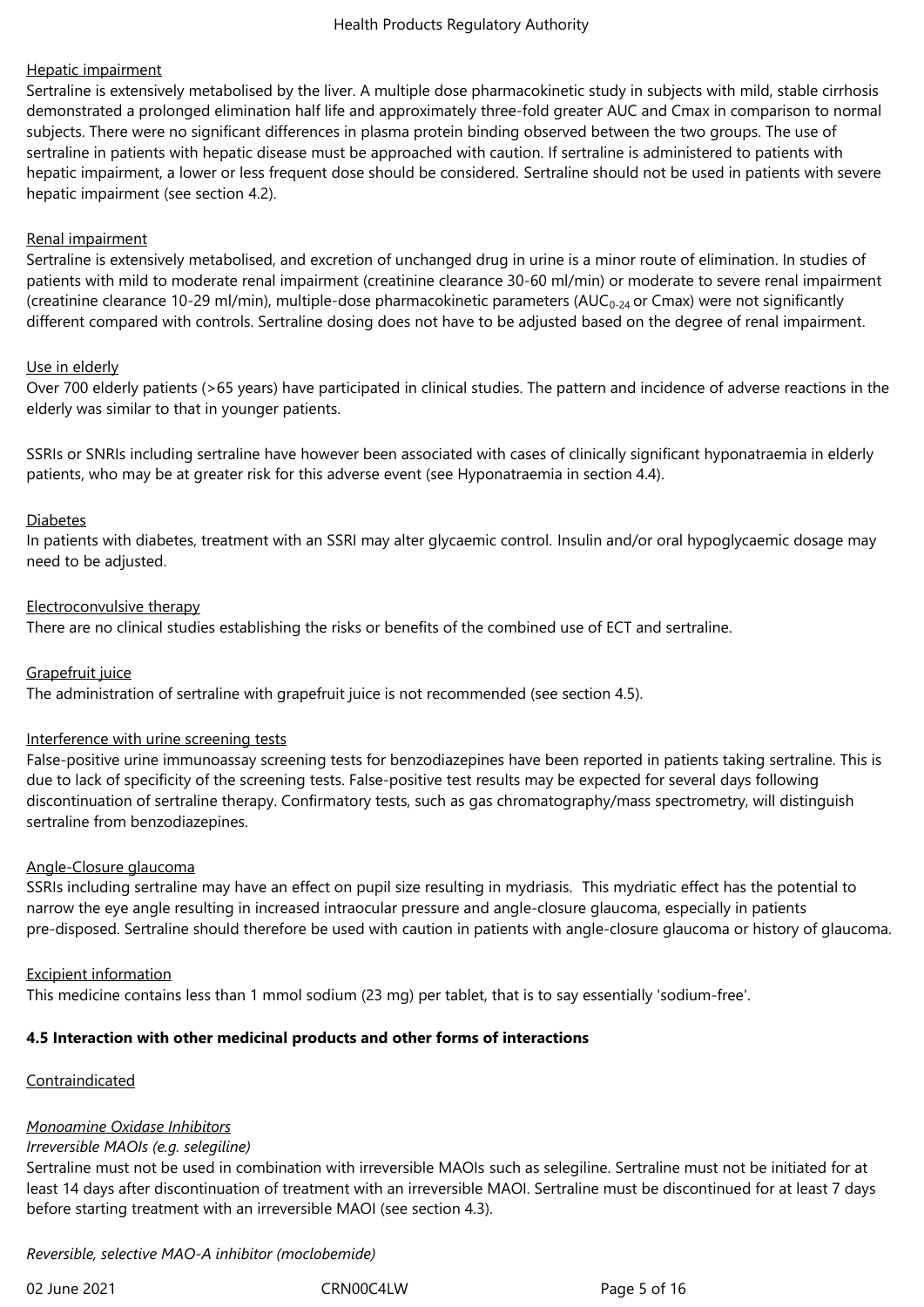Hepatic impairment

Sertraline is extensively metabolised by the liver. A multiple dose pharmacokinetic study in subjects with mild, stable cirrhosis demonstrated a prolonged elimination half life and approximately three-fold greater AUC and Cmax in comparison to normal subjects. There were no significant differences in plasma protein binding observed between the two groups. The use of sertraline in patients with hepatic disease must be approached with caution. If sertraline is administered to patients with hepatic impairment, a lower or less frequent dose should be considered. Sertraline should not be used in patients with severe hepatic impairment (see section 4.2).

Renal impairment

Sertraline is extensively metabolised, and excretion of unchanged drug in urine is a minor route of elimination. In studies of patients with mild to moderate renal impairment (creatinine clearance 30-60 ml/min) or moderate to severe renal impairment (creatinine clearance 10-29 ml/min), multiple-dose pharmacokinetic parameters ($AUC_{0-24}$ or Cmax) were not significantly different compared with controls. Sertraline dosing does not have to be adjusted based on the degree of renal impairment.

Use in elderly

Over 700 elderly patients (>65 years) have participated in clinical studies. The pattern and incidence of adverse reactions in the elderly was similar to that in younger patients.

SSRIs or SNRIs including sertraline have however been associated with cases of clinically significant hyponatraemia in elderly patients, who may be at greater risk for this adverse event (see Hyponatraemia in section 4.4).

Diabetes

In patients with diabetes, treatment with an SSRI may alter glycaemic control. Insulin and/or oral hypoglycaemic dosage may need to be adjusted.

Electroconvulsive therapy

There are no clinical studies establishing the risks or benefits of the combined use of ECT and sertraline.

Grapefruit juice

The administration of sertraline with grapefruit juice is not recommended (see section 4.5).

Interference with urine screening tests

False-positive urine immunoassay screening tests for benzodiazepines have been reported in patients taking sertraline. This is due to lack of specificity of the screening tests. False-positive test results may be expected for several days following discontinuation of sertraline therapy. Confirmatory tests, such as gas chromatography/mass spectrometry, will distinguish sertraline from benzodiazepines.

Angle-Closure glaucoma

SSRIs including sertraline may have an effect on pupil size resulting in mydriasis. This mydriatic effect has the potential to narrow the eye angle resulting in increased intraocular pressure and angle-closure glaucoma, especially in patients pre-disposed. Sertraline should therefore be used with caution in patients with angle-closure glaucoma or history of glaucoma.

Excipient information

This medicine contains less than 1 mmol sodium (23 mg) per tablet, that is to say essentially 'sodium-free'.

**4.5 Interaction with other medicinal products and other forms of interactions**

Contraindicated

*Monoamine Oxidase Inhibitors*

*Irreversible MAOIs (e.g. selegiline)*

Sertraline must not be used in combination with irreversible MAOIs such as selegiline. Sertraline must not be initiated for at least 14 days after discontinuation of treatment with an irreversible MAOI. Sertraline must be discontinued for at least 7 days before starting treatment with an irreversible MAOI (see section 4.3).

*Reversible, selective MAO-A inhibitor (moclobemide)*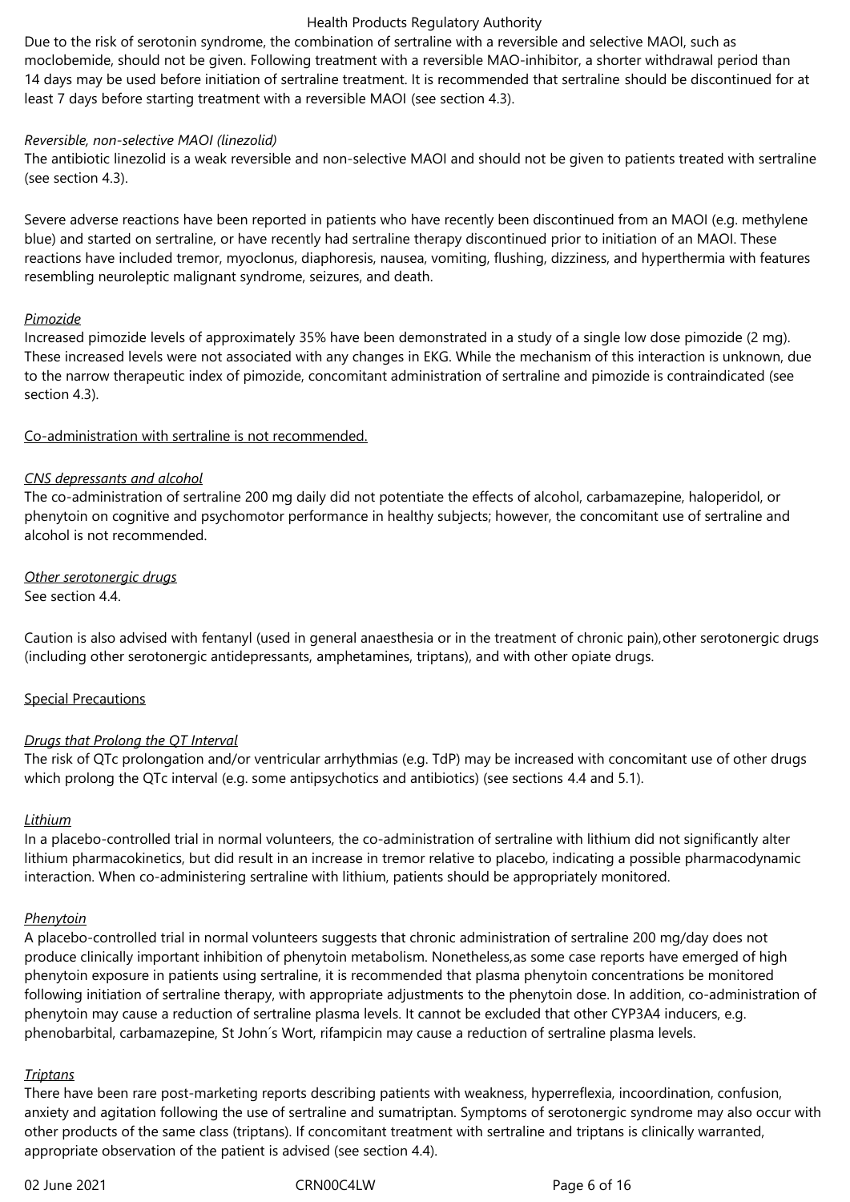Due to the risk of serotonin syndrome, the combination of sertraline with a reversible and selective MAOI, such as moclobemide, should not be given. Following treatment with a reversible MAO-inhibitor, a shorter withdrawal period than 14 days may be used before initiation of sertraline treatment. It is recommended that sertraline should be discontinued for at least 7 days before starting treatment with a reversible MAOI (see section 4.3).

*Reversible, non-selective MAOI (linezolid)*

The antibiotic linezolid is a weak reversible and non-selective MAOI and should not be given to patients treated with sertraline (see section 4.3).

Severe adverse reactions have been reported in patients who have recently been discontinued from an MAOI (e.g. methylene blue) and started on sertraline, or have recently had sertraline therapy discontinued prior to initiation of an MAOI. These reactions have included tremor, myoclonus, diaphoresis, nausea, vomiting, flushing, dizziness, and hyperthermia with features resembling neuroleptic malignant syndrome, seizures, and death.

*Pimozide*

Increased pimozide levels of approximately 35% have been demonstrated in a study of a single low dose pimozide (2 mg). These increased levels were not associated with any changes in EKG. While the mechanism of this interaction is unknown, due to the narrow therapeutic index of pimozide, concomitant administration of sertraline and pimozide is contraindicated (see section 4.3).

Co-administration with sertraline is not recommended.

*CNS depressants and alcohol*

The co-administration of sertraline 200 mg daily did not potentiate the effects of alcohol, carbamazepine, haloperidol, or phenytoin on cognitive and psychomotor performance in healthy subjects; however, the concomitant use of sertraline and alcohol is not recommended.

*Other serotonergic drugs*

See section 4.4.

Caution is also advised with fentanyl (used in general anaesthesia or in the treatment of chronic pain), other serotonergic drugs (including other serotonergic antidepressants, amphetamines, triptans), and with other opiate drugs.

Special Precautions

*Drugs that Prolong the QT Interval*

The risk of QTc prolongation and/or ventricular arrhythmias (e.g. TdP) may be increased with concomitant use of other drugs which prolong the QTc interval (e.g. some antipsychotics and antibiotics) (see sections 4.4 and 5.1).

*Lithium*

In a placebo-controlled trial in normal volunteers, the co-administration of sertraline with lithium did not significantly alter lithium pharmacokinetics, but did result in an increase in tremor relative to placebo, indicating a possible pharmacodynamic interaction. When co-administering sertraline with lithium, patients should be appropriately monitored.

*Phenytoin*

A placebo-controlled trial in normal volunteers suggests that chronic administration of sertraline 200 mg/day does not produce clinically important inhibition of phenytoin metabolism. Nonetheless, as some case reports have emerged of high phenytoin exposure in patients using sertraline, it is recommended that plasma phenytoin concentrations be monitored following initiation of sertraline therapy, with appropriate adjustments to the phenytoin dose. In addition, co-administration of phenytoin may cause a reduction of sertraline plasma levels. It cannot be excluded that other CYP3A4 inducers, e.g. phenobarbital, carbamazepine, St John´s Wort, rifampicin may cause a reduction of sertraline plasma levels.

*Triptans*

There have been rare post-marketing reports describing patients with weakness, hyperreflexia, incoordination, confusion, anxiety and agitation following the use of sertraline and sumatriptan. Symptoms of serotonergic syndrome may also occur with other products of the same class (triptans). If concomitant treatment with sertraline and triptans is clinically warranted, appropriate observation of the patient is advised (see section 4.4).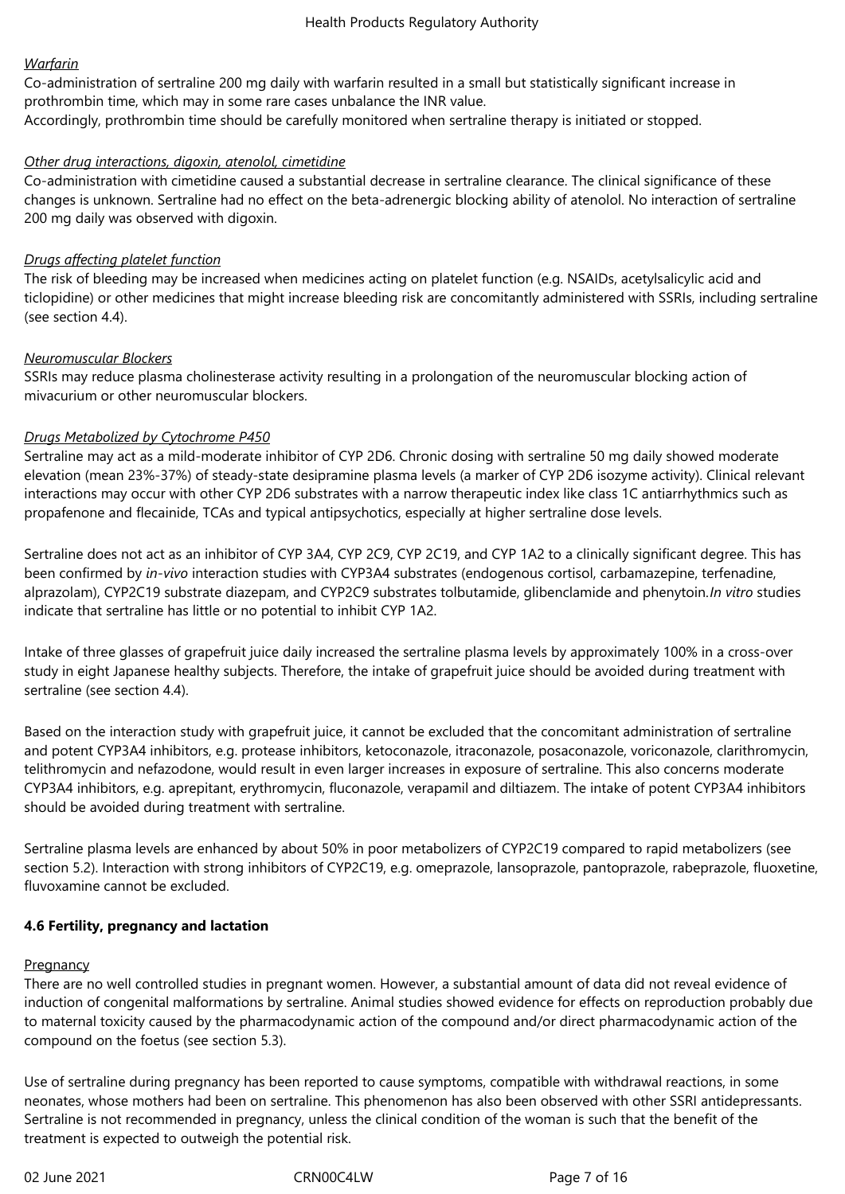*Warfarin*

Co-administration of sertraline 200 mg daily with warfarin resulted in a small but statistically significant increase in prothrombin time, which may in some rare cases unbalance the INR value.
Accordingly, prothrombin time should be carefully monitored when sertraline therapy is initiated or stopped.

*Other drug interactions, digoxin, atenolol, cimetidine*

Co-administration with cimetidine caused a substantial decrease in sertraline clearance. The clinical significance of these changes is unknown. Sertraline had no effect on the beta-adrenergic blocking ability of atenolol. No interaction of sertraline 200 mg daily was observed with digoxin.

*Drugs affecting platelet function*

The risk of bleeding may be increased when medicines acting on platelet function (e.g. NSAIDs, acetylsalicylic acid and ticlopidine) or other medicines that might increase bleeding risk are concomitantly administered with SSRIs, including sertraline (see section 4.4).

*Neuromuscular Blockers*

SSRIs may reduce plasma cholinesterase activity resulting in a prolongation of the neuromuscular blocking action of mivacurium or other neuromuscular blockers.

*Drugs Metabolized by Cytochrome P450*

Sertraline may act as a mild-moderate inhibitor of CYP 2D6. Chronic dosing with sertraline 50 mg daily showed moderate elevation (mean 23%-37%) of steady-state desipramine plasma levels (a marker of CYP 2D6 isozyme activity). Clinical relevant interactions may occur with other CYP 2D6 substrates with a narrow therapeutic index like class 1C antiarrhythmics such as propafenone and flecainide, TCAs and typical antipsychotics, especially at higher sertraline dose levels.

Sertraline does not act as an inhibitor of CYP 3A4, CYP 2C9, CYP 2C19, and CYP 1A2 to a clinically significant degree. This has been confirmed by *in-vivo* interaction studies with CYP3A4 substrates (endogenous cortisol, carbamazepine, terfenadine, alprazolam), CYP2C19 substrate diazepam, and CYP2C9 substrates tolbutamide, glibenclamide and phenytoin. *In vitro* studies indicate that sertraline has little or no potential to inhibit CYP 1A2.

Intake of three glasses of grapefruit juice daily increased the sertraline plasma levels by approximately 100% in a cross-over study in eight Japanese healthy subjects. Therefore, the intake of grapefruit juice should be avoided during treatment with sertraline (see section 4.4).

Based on the interaction study with grapefruit juice, it cannot be excluded that the concomitant administration of sertraline and potent CYP3A4 inhibitors, e.g. protease inhibitors, ketoconazole, itraconazole, posaconazole, voriconazole, clarithromycin, telithromycin and nefazodone, would result in even larger increases in exposure of sertraline. This also concerns moderate CYP3A4 inhibitors, e.g. aprepitant, erythromycin, fluconazole, verapamil and diltiazem. The intake of potent CYP3A4 inhibitors should be avoided during treatment with sertraline.

Sertraline plasma levels are enhanced by about 50% in poor metabolizers of CYP2C19 compared to rapid metabolizers (see section 5.2). Interaction with strong inhibitors of CYP2C19, e.g. omeprazole, lansoprazole, pantoprazole, rabeprazole, fluoxetine, fluvoxamine cannot be excluded.

**4.6 Fertility, pregnancy and lactation**

Pregnancy

There are no well controlled studies in pregnant women. However, a substantial amount of data did not reveal evidence of induction of congenital malformations by sertraline. Animal studies showed evidence for effects on reproduction probably due to maternal toxicity caused by the pharmacodynamic action of the compound and/or direct pharmacodynamic action of the compound on the foetus (see section 5.3).

Use of sertraline during pregnancy has been reported to cause symptoms, compatible with withdrawal reactions, in some neonates, whose mothers had been on sertraline. This phenomenon has also been observed with other SSRI antidepressants. Sertraline is not recommended in pregnancy, unless the clinical condition of the woman is such that the benefit of the treatment is expected to outweigh the potential risk.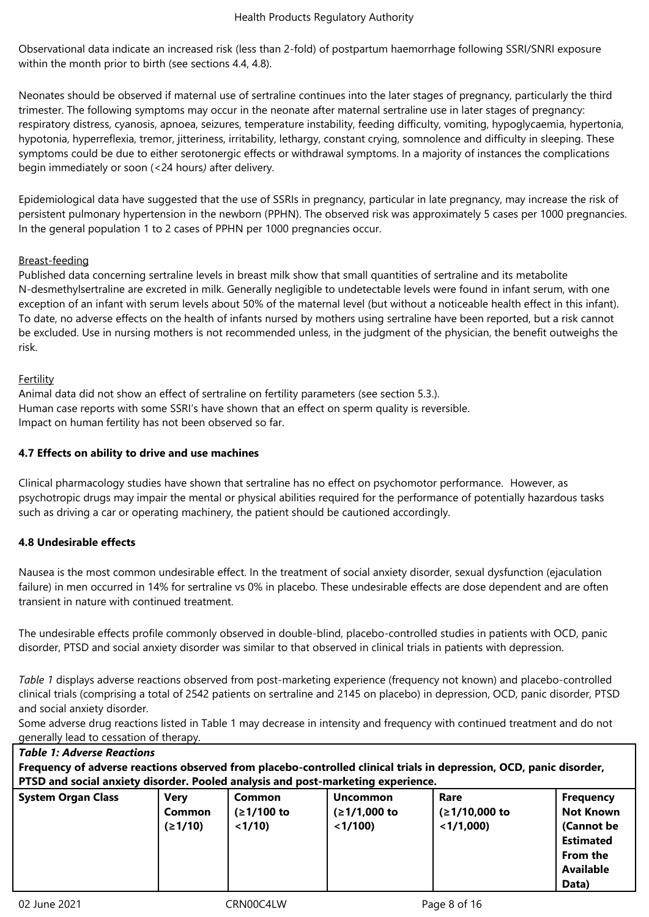Observational data indicate an increased risk (less than 2-fold) of postpartum haemorrhage following SSRI/SNRI exposure within the month prior to birth (see sections 4.4, 4.8).

Neonates should be observed if maternal use of sertraline continues into the later stages of pregnancy, particularly the third trimester. The following symptoms may occur in the neonate after maternal sertraline use in later stages of pregnancy: respiratory distress, cyanosis, apnoea, seizures, temperature instability, feeding difficulty, vomiting, hypoglycaemia, hypertonia, hypotonia, hyperreflexia, tremor, jitteriness, irritability, lethargy, constant crying, somnolence and difficulty in sleeping. These symptoms could be due to either serotonergic effects or withdrawal symptoms. In a majority of instances the complications begin immediately or soon (<24 hours*)* after delivery.

Epidemiological data have suggested that the use of SSRIs in pregnancy, particular in late pregnancy, may increase the risk of persistent pulmonary hypertension in the newborn (PPHN). The observed risk was approximately 5 cases per 1000 pregnancies. In the general population 1 to 2 cases of PPHN per 1000 pregnancies occur.

Breast-feeding

Published data concerning sertraline levels in breast milk show that small quantities of sertraline and its metabolite N-desmethylsertraline are excreted in milk. Generally negligible to undetectable levels were found in infant serum, with one exception of an infant with serum levels about 50% of the maternal level (but without a noticeable health effect in this infant). To date, no adverse effects on the health of infants nursed by mothers using sertraline have been reported, but a risk cannot be excluded. Use in nursing mothers is not recommended unless, in the judgment of the physician, the benefit outweighs the risk.

Fertility

Animal data did not show an effect of sertraline on fertility parameters (see section 5.3.).
Human case reports with some SSRI's have shown that an effect on sperm quality is reversible.
Impact on human fertility has not been observed so far.

**4.7 Effects on ability to drive and use machines**

Clinical pharmacology studies have shown that sertraline has no effect on psychomotor performance. However, as psychotropic drugs may impair the mental or physical abilities required for the performance of potentially hazardous tasks such as driving a car or operating machinery, the patient should be cautioned accordingly.

**4.8 Undesirable effects**

Nausea is the most common undesirable effect. In the treatment of social anxiety disorder, sexual dysfunction (ejaculation failure) in men occurred in 14% for sertraline vs 0% in placebo. These undesirable effects are dose dependent and are often transient in nature with continued treatment.

The undesirable effects profile commonly observed in double-blind, placebo-controlled studies in patients with OCD, panic disorder, PTSD and social anxiety disorder was similar to that observed in clinical trials in patients with depression.

*Table 1* displays adverse reactions observed from post-marketing experience (frequency not known) and placebo-controlled clinical trials (comprising a total of 2542 patients on sertraline and 2145 on placebo) in depression, OCD, panic disorder, PTSD and social anxiety disorder.
Some adverse drug reactions listed in Table 1 may decrease in intensity and frequency with continued treatment and do not generally lead to cessation of therapy.

***Table 1: Adverse Reactions***
**Frequency of adverse reactions observed from placebo-controlled clinical trials in depression, OCD, panic disorder, PTSD and social anxiety disorder. Pooled analysis and post-marketing experience.**

| System Organ Class | Very Common (≥1/10) | Common (≥1/100 to <1/10) | Uncommon (≥1/1,000 to <1/100) | Rare (≥1/10,000 to <1/1,000) | Frequency Not Known (Cannot be Estimated From the Available Data) |
|---|---|---|---|---|---|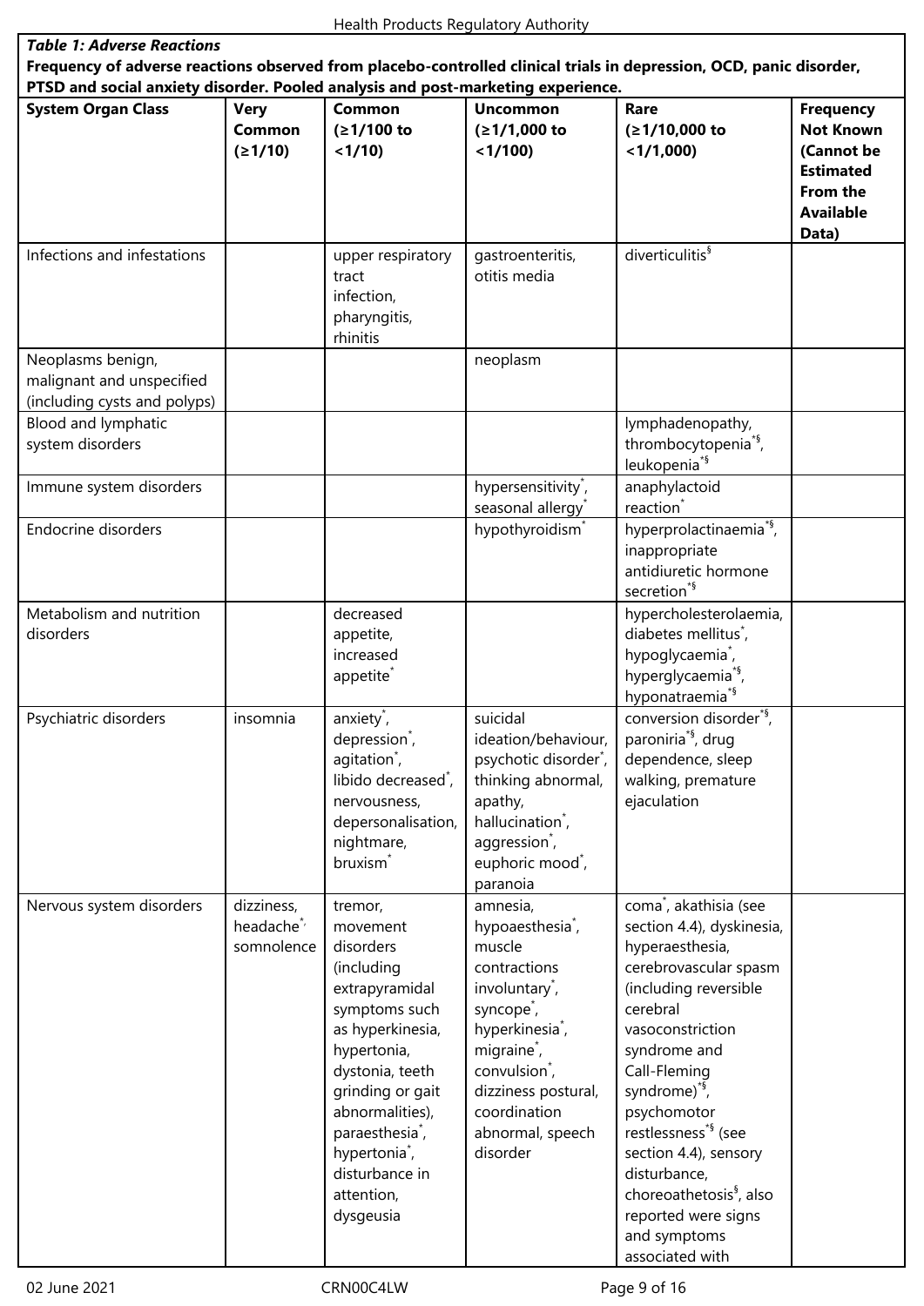***Table 1: Adverse Reactions***

**Frequency of adverse reactions observed from placebo-controlled clinical trials in depression, OCD, panic disorder, PTSD and social anxiety disorder. Pooled analysis and post-marketing experience.**

| System Organ Class | Very Common (≥1/10) | Common (≥1/100 to <1/10) | Uncommon (≥1/1,000 to <1/100) | Rare (≥1/10,000 to <1/1,000) | Frequency Not Known (Cannot be Estimated From the Available Data) |
|---|---|---|---|---|---|
| Infections and infestations | | upper respiratory tract infection, pharyngitis, rhinitis | gastroenteritis, otitis media | diverticulitis§ | |
| Neoplasms benign, malignant and unspecified (including cysts and polyps) | | | neoplasm | | |
| Blood and lymphatic system disorders | | | | lymphadenopathy, thrombocytopenia*§, leukopenia*§ | |
| Immune system disorders | | | hypersensitivity*, seasonal allergy* | anaphylactoid reaction* | |
| Endocrine disorders | | | hypothyroidism* | hyperprolactinaemia*§, inappropriate antidiuretic hormone secretion*§ | |
| Metabolism and nutrition disorders | | decreased appetite, increased appetite* | | hypercholesterolaemia, diabetes mellitus*, hypoglycaemia*, hyperglycaemia*§, hyponatraemia*§ | |
| Psychiatric disorders | insomnia | anxiety*, depression*, agitation*, libido decreased*, nervousness, depersonalisation, nightmare, bruxism* | suicidal ideation/behaviour, psychotic disorder*, thinking abnormal, apathy, hallucination*, aggression*, euphoric mood*, paranoia | conversion disorder*§, paroniria*§, drug dependence, sleep walking, premature ejaculation | |
| Nervous system disorders | dizziness, headache*, somnolence | tremor, movement disorders (including extrapyramidal symptoms such as hyperkinesia, hypertonia, dystonia, teeth grinding or gait abnormalities), paraesthesia*, hypertonia*, disturbance in attention, dysgeusia | amnesia, hypoaesthesia*, muscle contractions involuntary*, syncope*, hyperkinesia*, migraine*, convulsion*, dizziness postural, coordination abnormal, speech disorder | coma*, akathisia (see section 4.4), dyskinesia, hyperaesthesia, cerebrovascular spasm (including reversible cerebral vasoconstriction syndrome and Call-Fleming syndrome)*§, psychomotor restlessness*§ (see section 4.4), sensory disturbance, choreoathetosis§, also reported were signs and symptoms associated with | |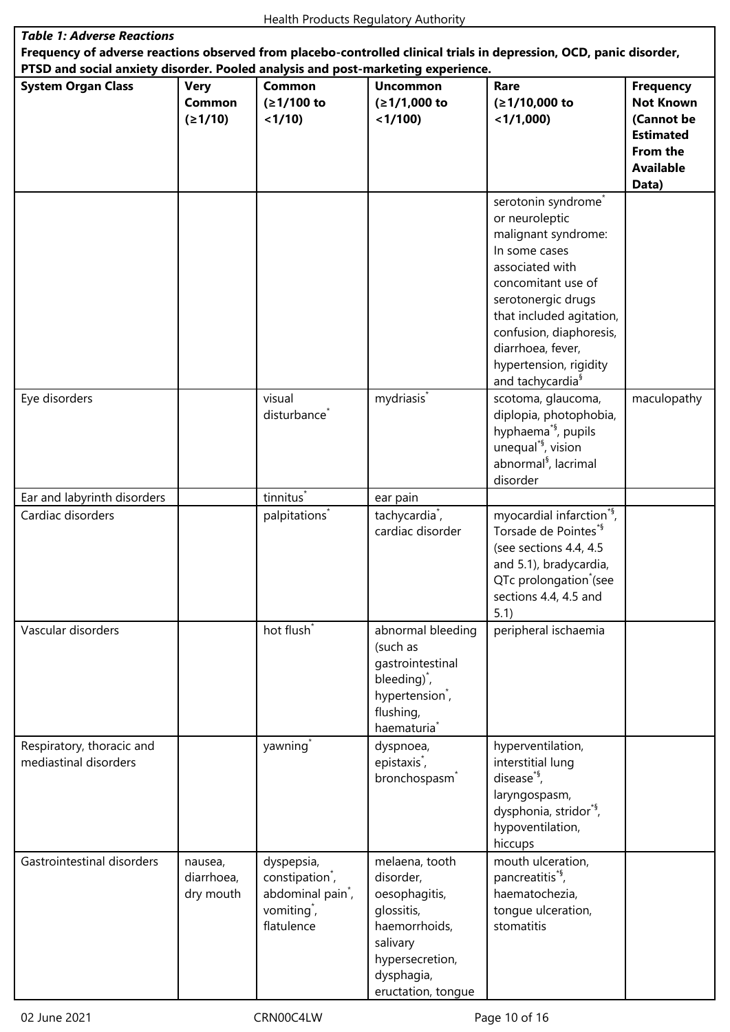| ***Table 1: Adverse Reactions*** | | | | | |
|---|---|---|---|---|---|
| **Frequency of adverse reactions observed from placebo-controlled clinical trials in depression, OCD, panic disorder, PTSD and social anxiety disorder. Pooled analysis and post-marketing experience.** | | | | | |
| **System Organ Class** | **Very Common (≥1/10)** | **Common (≥1/100 to <1/10)** | **Uncommon (≥1/1,000 to <1/100)** | **Rare (≥1/10,000 to <1/1,000)** | **Frequency Not Known (Cannot be Estimated From the Available Data)** |
| | | | | serotonin syndrome* or neuroleptic malignant syndrome: In some cases associated with concomitant use of serotonergic drugs that included agitation, confusion, diaphoresis, diarrhoea, fever, hypertension, rigidity and tachycardia§ | |
| Eye disorders | | visual disturbance* | mydriasis* | scotoma, glaucoma, diplopia, photophobia, hyphaema*§, pupils unequal*§, vision abnormal§, lacrimal disorder | maculopathy |
| Ear and labyrinth disorders | | tinnitus* | ear pain | | |
| Cardiac disorders | | palpitations* | tachycardia*, cardiac disorder | myocardial infarction*§, Torsade de Pointes*§ (see sections 4.4, 4.5 and 5.1), bradycardia, QTc prolongation* (see sections 4.4, 4.5 and 5.1) | |
| Vascular disorders | | hot flush* | abnormal bleeding (such as gastrointestinal bleeding)*, hypertension*, flushing, haematuria* | peripheral ischaemia | |
| Respiratory, thoracic and mediastinal disorders | | yawning* | dyspnoea, epistaxis*, bronchospasm* | hyperventilation, interstitial lung disease*§, laryngospasm, dysphonia, stridor*§, hypoventilation, hiccups | |
| Gastrointestinal disorders | nausea, diarrhoea, dry mouth | dyspepsia, constipation*, abdominal pain*, vomiting*, flatulence | melaena, tooth disorder, oesophagitis, glossitis, haemorrhoids, salivary hypersecretion, dysphagia, eructation, tongue | mouth ulceration, pancreatitis*§, haematochezia, tongue ulceration, stomatitis | |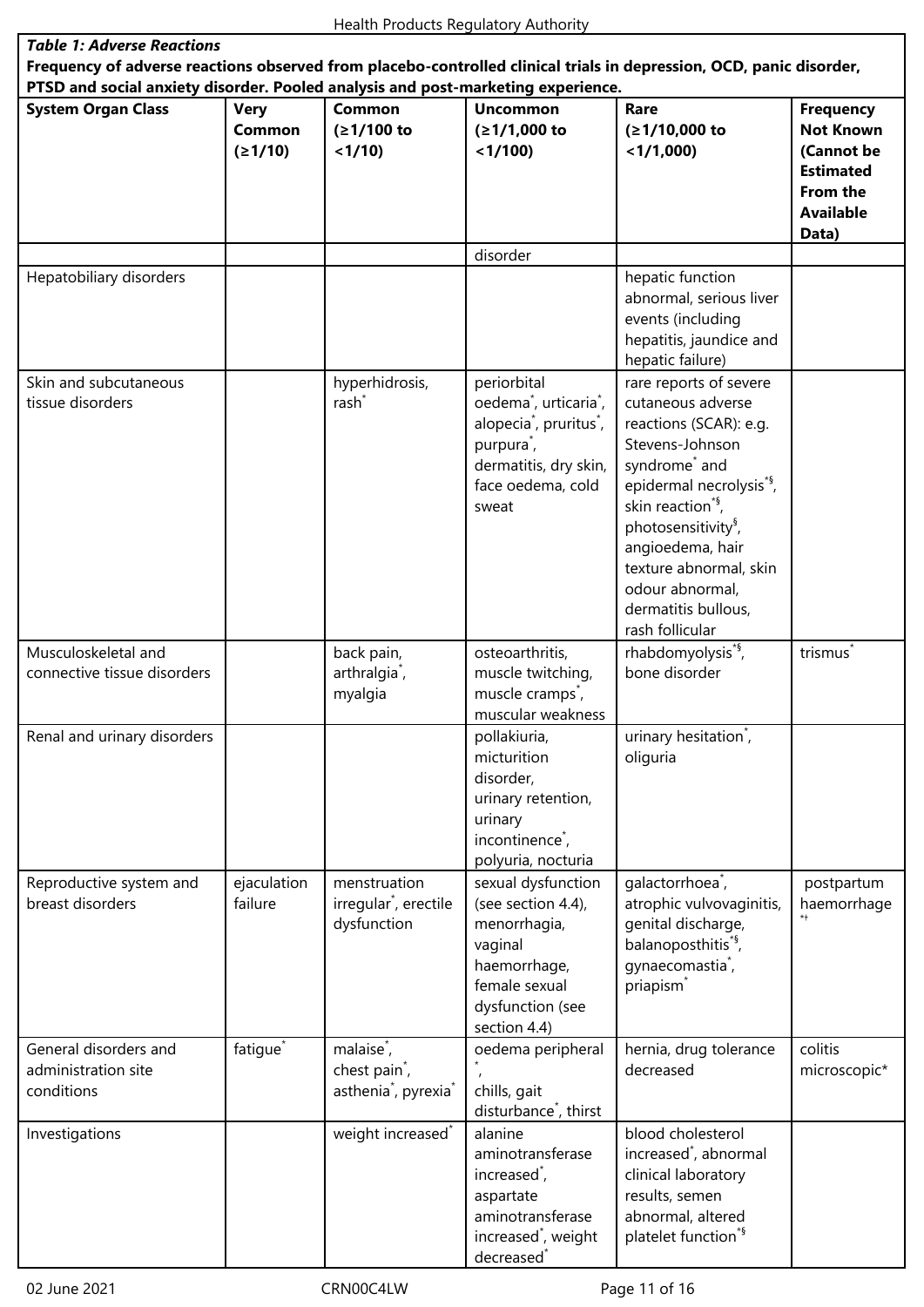| ***Table 1: Adverse Reactions*** **Frequency of adverse reactions observed from placebo-controlled clinical trials in depression, OCD, panic disorder, PTSD and social anxiety disorder. Pooled analysis and post-marketing experience.** | | | | | |
|---|---|---|---|---|---|
| **System Organ Class** | **Very Common (≥1/10)** | **Common (≥1/100 to <1/10)** | **Uncommon (≥1/1,000 to <1/100)** | **Rare (≥1/10,000 to <1/1,000)** | **Frequency Not Known (Cannot be Estimated From the Available Data)** |
| | | | disorder | | |
| Hepatobiliary disorders | | | | hepatic function abnormal, serious liver events (including hepatitis, jaundice and hepatic failure) | |
| Skin and subcutaneous tissue disorders | | hyperhidrosis, rash* | periorbital oedema*, urticaria*, alopecia*, pruritus*, purpura*, dermatitis, dry skin, face oedema, cold sweat | rare reports of severe cutaneous adverse reactions (SCAR): e.g. Stevens-Johnson syndrome* and epidermal necrolysis*§, skin reaction*§, photosensitivity§, angioedema, hair texture abnormal, skin odour abnormal, dermatitis bullous, rash follicular | |
| Musculoskeletal and connective tissue disorders | | back pain, arthralgia*, myalgia | osteoarthritis, muscle twitching, muscle cramps*, muscular weakness | rhabdomyolysis*§, bone disorder | trismus* |
| Renal and urinary disorders | | | pollakiuria, micturition disorder, urinary retention, urinary incontinence*, polyuria, nocturia | urinary hesitation*, oliguria | |
| Reproductive system and breast disorders | ejaculation failure | menstruation irregular*, erectile dysfunction | sexual dysfunction (see section 4.4), menorrhagia, vaginal haemorrhage, female sexual dysfunction (see section 4.4) | galactorrhoea*, atrophic vulvovaginitis, genital discharge, balanoposthitis*§, gynaecomastia*, priapism* | postpartum haemorrhage*† |
| General disorders and administration site conditions | fatigue* | malaise*, chest pain*, asthenia*, pyrexia* | oedema peripheral*, chills, gait disturbance*, thirst | hernia, drug tolerance decreased | colitis microscopic* |
| Investigations | | weight increased* | alanine aminotransferase increased*, aspartate aminotransferase increased*, weight decreased* | blood cholesterol increased*, abnormal clinical laboratory results, semen abnormal, altered platelet function*§ | |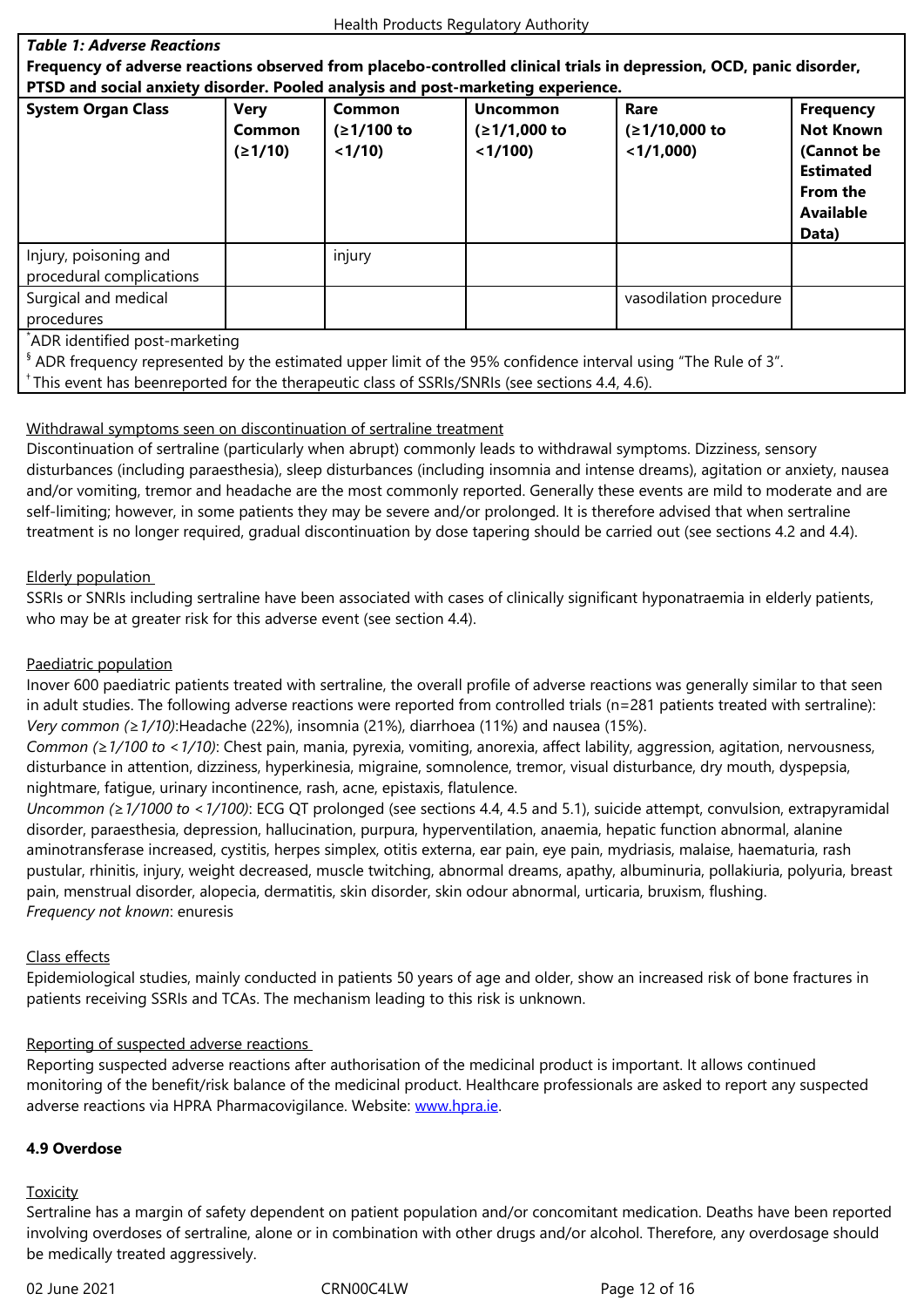**Table 1: Adverse Reactions**

**Frequency of adverse reactions observed from placebo-controlled clinical trials in depression, OCD, panic disorder, PTSD and social anxiety disorder. Pooled analysis and post-marketing experience.**

| System Organ Class | Very Common (≥1/10) | Common (≥1/100 to <1/10) | Uncommon (≥1/1,000 to <1/100) | Rare (≥1/10,000 to <1/1,000) | Frequency Not Known (Cannot be Estimated From the Available Data) |
|---|---|---|---|---|---|
| Injury, poisoning and procedural complications | | injury | | | |
| Surgical and medical procedures | | | | vasodilation procedure | |

[*] ADR identified post-marketing

[§] ADR frequency represented by the estimated upper limit of the 95% confidence interval using "The Rule of 3".

[†] This event has beenreported for the therapeutic class of SSRIs/SNRIs (see sections 4.4, 4.6).

Withdrawal symptoms seen on discontinuation of sertraline treatment

Discontinuation of sertraline (particularly when abrupt) commonly leads to withdrawal symptoms. Dizziness, sensory disturbances (including paraesthesia), sleep disturbances (including insomnia and intense dreams), agitation or anxiety, nausea and/or vomiting, tremor and headache are the most commonly reported. Generally these events are mild to moderate and are self-limiting; however, in some patients they may be severe and/or prolonged. It is therefore advised that when sertraline treatment is no longer required, gradual discontinuation by dose tapering should be carried out (see sections 4.2 and 4.4).

Elderly population

SSRIs or SNRIs including sertraline have been associated with cases of clinically significant hyponatraemia in elderly patients, who may be at greater risk for this adverse event (see section 4.4).

Paediatric population

Inover 600 paediatric patients treated with sertraline, the overall profile of adverse reactions was generally similar to that seen in adult studies. The following adverse reactions were reported from controlled trials (n=281 patients treated with sertraline):

*Very common (≥1/10)*:Headache (22%), insomnia (21%), diarrhoea (11%) and nausea (15%).

*Common (≥1/100 to <1/10)*: Chest pain, mania, pyrexia, vomiting, anorexia, affect lability, aggression, agitation, nervousness, disturbance in attention, dizziness, hyperkinesia, migraine, somnolence, tremor, visual disturbance, dry mouth, dyspepsia, nightmare, fatigue, urinary incontinence, rash, acne, epistaxis, flatulence.

*Uncommon (≥1/1000 to <1/100)*: ECG QT prolonged (see sections 4.4, 4.5 and 5.1), suicide attempt, convulsion, extrapyramidal disorder, paraesthesia, depression, hallucination, purpura, hyperventilation, anaemia, hepatic function abnormal, alanine aminotransferase increased, cystitis, herpes simplex, otitis externa, ear pain, eye pain, mydriasis, malaise, haematuria, rash pustular, rhinitis, injury, weight decreased, muscle twitching, abnormal dreams, apathy, albuminuria, pollakiuria, polyuria, breast pain, menstrual disorder, alopecia, dermatitis, skin disorder, skin odour abnormal, urticaria, bruxism, flushing.

*Frequency not known*: enuresis

Class effects

Epidemiological studies, mainly conducted in patients 50 years of age and older, show an increased risk of bone fractures in patients receiving SSRIs and TCAs. The mechanism leading to this risk is unknown.

Reporting of suspected adverse reactions

Reporting suspected adverse reactions after authorisation of the medicinal product is important. It allows continued monitoring of the benefit/risk balance of the medicinal product. Healthcare professionals are asked to report any suspected adverse reactions via HPRA Pharmacovigilance. Website: www.hpra.ie.

**4.9 Overdose**

Toxicity

Sertraline has a margin of safety dependent on patient population and/or concomitant medication. Deaths have been reported involving overdoses of sertraline, alone or in combination with other drugs and/or alcohol. Therefore, any overdosage should be medically treated aggressively.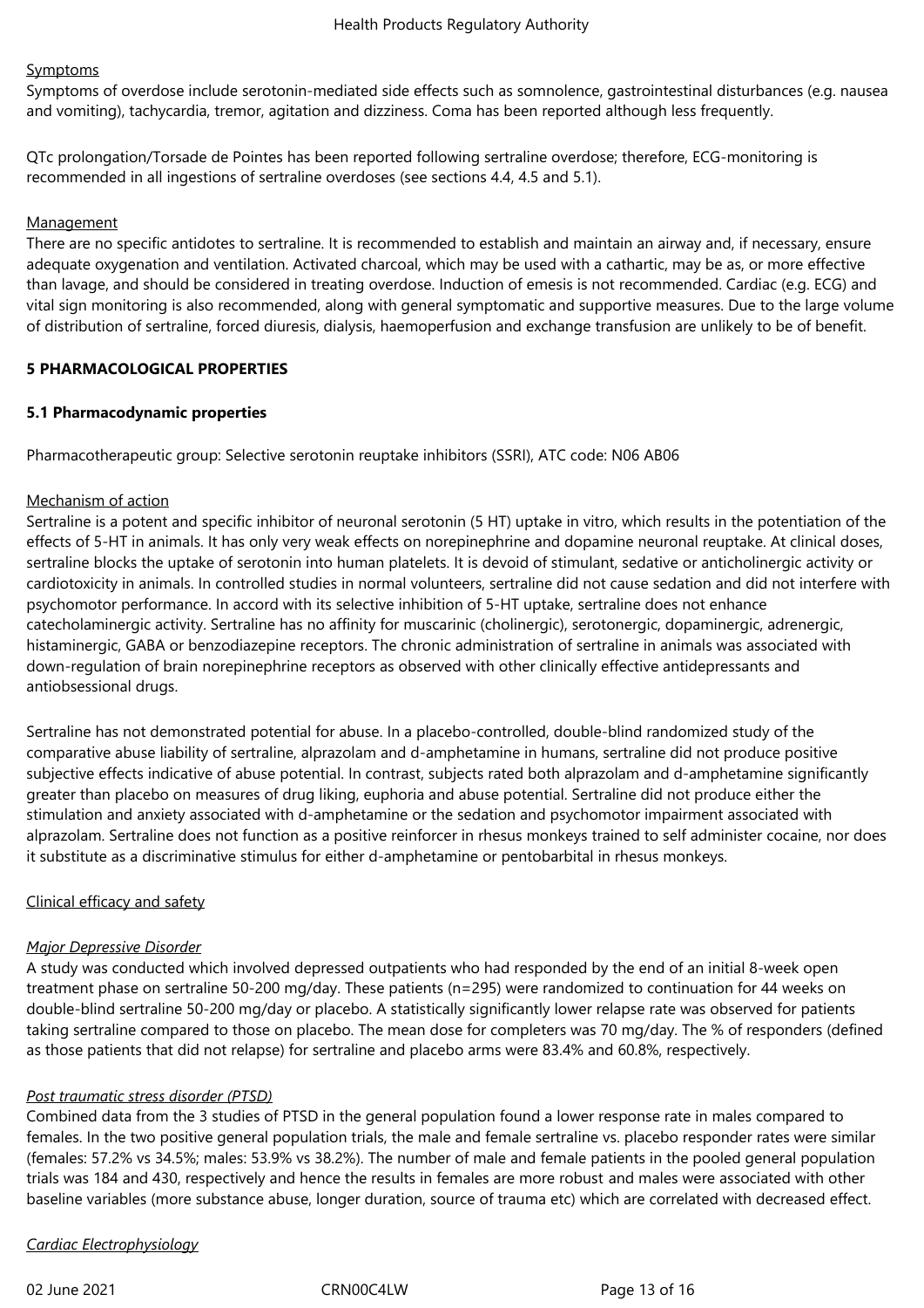Symptoms

Symptoms of overdose include serotonin-mediated side effects such as somnolence, gastrointestinal disturbances (e.g. nausea and vomiting), tachycardia, tremor, agitation and dizziness. Coma has been reported although less frequently.

QTc prolongation/Torsade de Pointes has been reported following sertraline overdose; therefore, ECG-monitoring is recommended in all ingestions of sertraline overdoses (see sections 4.4, 4.5 and 5.1).

Management

There are no specific antidotes to sertraline. It is recommended to establish and maintain an airway and, if necessary, ensure adequate oxygenation and ventilation. Activated charcoal, which may be used with a cathartic, may be as, or more effective than lavage, and should be considered in treating overdose. Induction of emesis is not recommended. Cardiac (e.g. ECG) and vital sign monitoring is also recommended, along with general symptomatic and supportive measures. Due to the large volume of distribution of sertraline, forced diuresis, dialysis, haemoperfusion and exchange transfusion are unlikely to be of benefit.

## 5 PHARMACOLOGICAL PROPERTIES

### 5.1 Pharmacodynamic properties

Pharmacotherapeutic group: Selective serotonin reuptake inhibitors (SSRI), ATC code: N06 AB06

Mechanism of action

Sertraline is a potent and specific inhibitor of neuronal serotonin (5 HT) uptake in vitro, which results in the potentiation of the effects of 5-HT in animals. It has only very weak effects on norepinephrine and dopamine neuronal reuptake. At clinical doses, sertraline blocks the uptake of serotonin into human platelets. It is devoid of stimulant, sedative or anticholinergic activity or cardiotoxicity in animals. In controlled studies in normal volunteers, sertraline did not cause sedation and did not interfere with psychomotor performance. In accord with its selective inhibition of 5-HT uptake, sertraline does not enhance catecholaminergic activity. Sertraline has no affinity for muscarinic (cholinergic), serotonergic, dopaminergic, adrenergic, histaminergic, GABA or benzodiazepine receptors. The chronic administration of sertraline in animals was associated with down-regulation of brain norepinephrine receptors as observed with other clinically effective antidepressants and antiobsessional drugs.

Sertraline has not demonstrated potential for abuse. In a placebo-controlled, double-blind randomized study of the comparative abuse liability of sertraline, alprazolam and d-amphetamine in humans, sertraline did not produce positive subjective effects indicative of abuse potential. In contrast, subjects rated both alprazolam and d-amphetamine significantly greater than placebo on measures of drug liking, euphoria and abuse potential. Sertraline did not produce either the stimulation and anxiety associated with d-amphetamine or the sedation and psychomotor impairment associated with alprazolam. Sertraline does not function as a positive reinforcer in rhesus monkeys trained to self administer cocaine, nor does it substitute as a discriminative stimulus for either d-amphetamine or pentobarbital in rhesus monkeys.

Clinical efficacy and safety

*Major Depressive Disorder*

A study was conducted which involved depressed outpatients who had responded by the end of an initial 8-week open treatment phase on sertraline 50-200 mg/day. These patients (n=295) were randomized to continuation for 44 weeks on double-blind sertraline 50-200 mg/day or placebo. A statistically significantly lower relapse rate was observed for patients taking sertraline compared to those on placebo. The mean dose for completers was 70 mg/day. The % of responders (defined as those patients that did not relapse) for sertraline and placebo arms were 83.4% and 60.8%, respectively.

*Post traumatic stress disorder (PTSD)*

Combined data from the 3 studies of PTSD in the general population found a lower response rate in males compared to females. In the two positive general population trials, the male and female sertraline vs. placebo responder rates were similar (females: 57.2% vs 34.5%; males: 53.9% vs 38.2%). The number of male and female patients in the pooled general population trials was 184 and 430, respectively and hence the results in females are more robust and males were associated with other baseline variables (more substance abuse, longer duration, source of trauma etc) which are correlated with decreased effect.

*Cardiac Electrophysiology*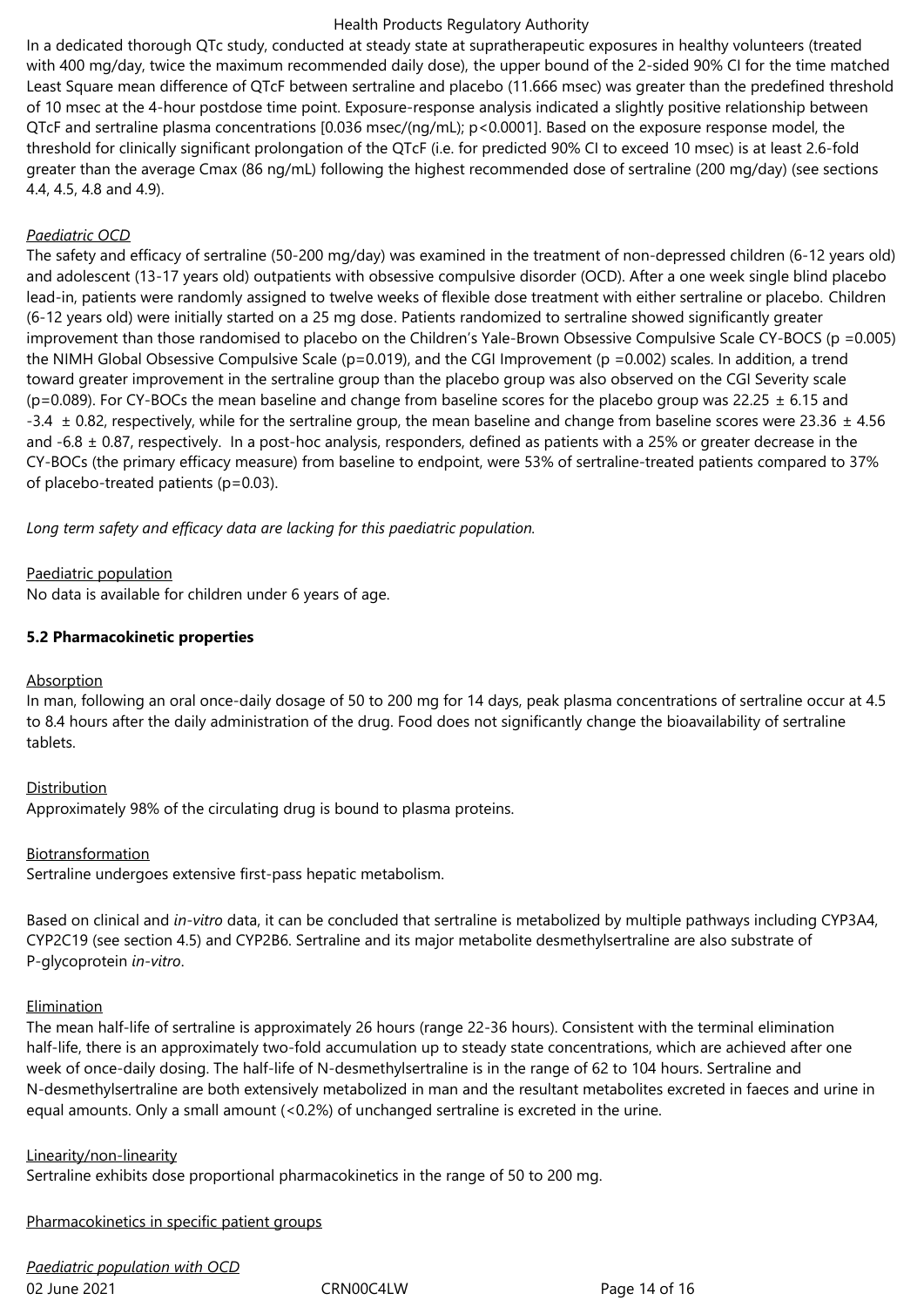In a dedicated thorough QTc study, conducted at steady state at supratherapeutic exposures in healthy volunteers (treated with 400 mg/day, twice the maximum recommended daily dose), the upper bound of the 2-sided 90% CI for the time matched Least Square mean difference of QTcF between sertraline and placebo (11.666 msec) was greater than the predefined threshold of 10 msec at the 4-hour postdose time point. Exposure-response analysis indicated a slightly positive relationship between QTcF and sertraline plasma concentrations [0.036 msec/(ng/mL); $p<0.0001$]. Based on the exposure response model, the threshold for clinically significant prolongation of the QTcF (i.e. for predicted 90% CI to exceed 10 msec) is at least 2.6-fold greater than the average Cmax (86 ng/mL) following the highest recommended dose of sertraline (200 mg/day) (see sections 4.4, 4.5, 4.8 and 4.9).

*Paediatric OCD*

The safety and efficacy of sertraline (50-200 mg/day) was examined in the treatment of non-depressed children (6-12 years old) and adolescent (13-17 years old) outpatients with obsessive compulsive disorder (OCD). After a one week single blind placebo lead-in, patients were randomly assigned to twelve weeks of flexible dose treatment with either sertraline or placebo. Children (6-12 years old) were initially started on a 25 mg dose. Patients randomized to sertraline showed significantly greater improvement than those randomised to placebo on the Children's Yale-Brown Obsessive Compulsive Scale CY-BOCS ($p=0.005$) the NIMH Global Obsessive Compulsive Scale ($p=0.019$), and the CGI Improvement ($p=0.002$) scales. In addition, a trend toward greater improvement in the sertraline group than the placebo group was also observed on the CGI Severity scale ($p=0.089$). For CY-BOCs the mean baseline and change from baseline scores for the placebo group was $22.25 \pm 6.15$ and $-3.4 \pm 0.82$, respectively, while for the sertraline group, the mean baseline and change from baseline scores were $23.36 \pm 4.56$ and $-6.8 \pm 0.87$, respectively. In a post-hoc analysis, responders, defined as patients with a 25% or greater decrease in the CY-BOCs (the primary efficacy measure) from baseline to endpoint, were 53% of sertraline-treated patients compared to 37% of placebo-treated patients ($p=0.03$).

*Long term safety and efficacy data are lacking for this paediatric population.*

Paediatric population

No data is available for children under 6 years of age.

## 5.2 Pharmacokinetic properties

Absorption

In man, following an oral once-daily dosage of 50 to 200 mg for 14 days, peak plasma concentrations of sertraline occur at 4.5 to 8.4 hours after the daily administration of the drug. Food does not significantly change the bioavailability of sertraline tablets.

Distribution

Approximately 98% of the circulating drug is bound to plasma proteins.

Biotransformation

Sertraline undergoes extensive first-pass hepatic metabolism.

Based on clinical and *in-vitro* data, it can be concluded that sertraline is metabolized by multiple pathways including CYP3A4, CYP2C19 (see section 4.5) and CYP2B6. Sertraline and its major metabolite desmethylsertraline are also substrate of P-glycoprotein *in-vitro*.

Elimination

The mean half-life of sertraline is approximately 26 hours (range 22-36 hours). Consistent with the terminal elimination half-life, there is an approximately two-fold accumulation up to steady state concentrations, which are achieved after one week of once-daily dosing. The half-life of N-desmethylsertraline is in the range of 62 to 104 hours. Sertraline and N-desmethylsertraline are both extensively metabolized in man and the resultant metabolites excreted in faeces and urine in equal amounts. Only a small amount (<0.2%) of unchanged sertraline is excreted in the urine.

Linearity/non-linearity

Sertraline exhibits dose proportional pharmacokinetics in the range of 50 to 200 mg.

Pharmacokinetics in specific patient groups

*Paediatric population with OCD*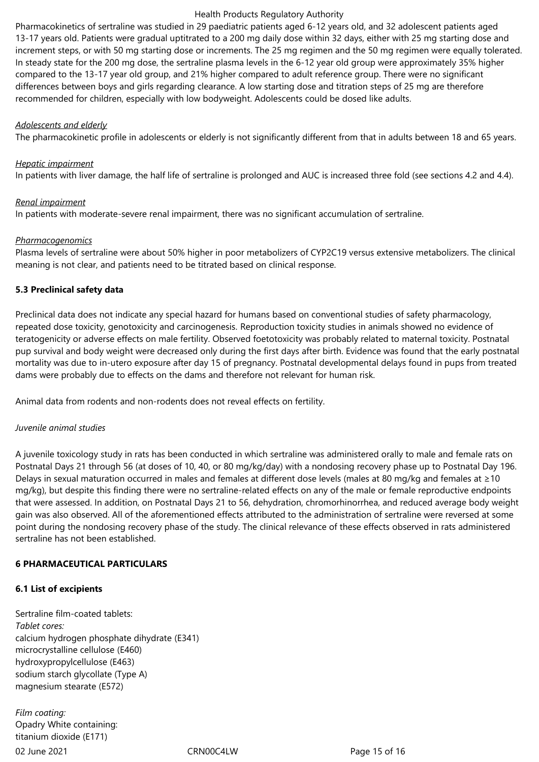Pharmacokinetics of sertraline was studied in 29 paediatric patients aged 6-12 years old, and 32 adolescent patients aged 13-17 years old. Patients were gradual uptitrated to a 200 mg daily dose within 32 days, either with 25 mg starting dose and increment steps, or with 50 mg starting dose or increments. The 25 mg regimen and the 50 mg regimen were equally tolerated. In steady state for the 200 mg dose, the sertraline plasma levels in the 6-12 year old group were approximately 35% higher compared to the 13-17 year old group, and 21% higher compared to adult reference group. There were no significant differences between boys and girls regarding clearance. A low starting dose and titration steps of 25 mg are therefore recommended for children, especially with low bodyweight. Adolescents could be dosed like adults.

*Adolescents and elderly*

The pharmacokinetic profile in adolescents or elderly is not significantly different from that in adults between 18 and 65 years.

*Hepatic impairment*

In patients with liver damage, the half life of sertraline is prolonged and AUC is increased three fold (see sections 4.2 and 4.4).

*Renal impairment*

In patients with moderate-severe renal impairment, there was no significant accumulation of sertraline.

*Pharmacogenomics*

Plasma levels of sertraline were about 50% higher in poor metabolizers of CYP2C19 versus extensive metabolizers. The clinical meaning is not clear, and patients need to be titrated based on clinical response.

**5.3 Preclinical safety data**

Preclinical data does not indicate any special hazard for humans based on conventional studies of safety pharmacology, repeated dose toxicity, genotoxicity and carcinogenesis. Reproduction toxicity studies in animals showed no evidence of teratogenicity or adverse effects on male fertility. Observed foetotoxicity was probably related to maternal toxicity. Postnatal pup survival and body weight were decreased only during the first days after birth. Evidence was found that the early postnatal mortality was due to in-utero exposure after day 15 of pregnancy. Postnatal developmental delays found in pups from treated dams were probably due to effects on the dams and therefore not relevant for human risk.

Animal data from rodents and non-rodents does not reveal effects on fertility.

*Juvenile animal studies*

A juvenile toxicology study in rats has been conducted in which sertraline was administered orally to male and female rats on Postnatal Days 21 through 56 (at doses of 10, 40, or 80 mg/kg/day) with a nondosing recovery phase up to Postnatal Day 196. Delays in sexual maturation occurred in males and females at different dose levels (males at 80 mg/kg and females at ≥10 mg/kg), but despite this finding there were no sertraline-related effects on any of the male or female reproductive endpoints that were assessed. In addition, on Postnatal Days 21 to 56, dehydration, chromorhinorrhea, and reduced average body weight gain was also observed. All of the aforementioned effects attributed to the administration of sertraline were reversed at some point during the nondosing recovery phase of the study. The clinical relevance of these effects observed in rats administered sertraline has not been established.

**6 PHARMACEUTICAL PARTICULARS**

**6.1 List of excipients**

Sertraline film-coated tablets:
*Tablet cores:*
calcium hydrogen phosphate dihydrate (E341)
microcrystalline cellulose (E460)
hydroxypropylcellulose (E463)
sodium starch glycollate (Type A)
magnesium stearate (E572)

*Film coating:*
Opadry White containing:
titanium dioxide (E171)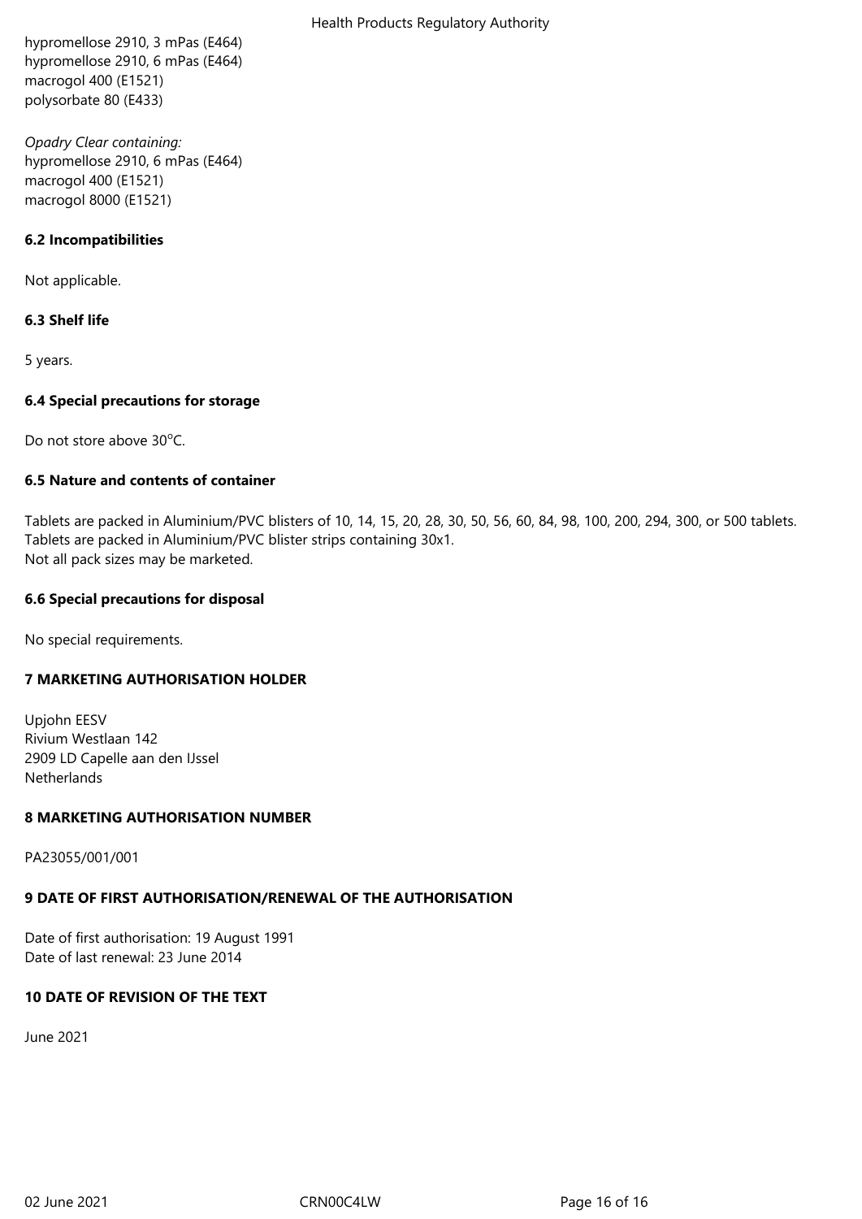hypromellose 2910, 3 mPas (E464)
hypromellose 2910, 6 mPas (E464)
macrogol 400 (E1521)
polysorbate 80 (E433)

*Opadry Clear containing:*
hypromellose 2910, 6 mPas (E464)
macrogol 400 (E1521)
macrogol 8000 (E1521)

### 6.2 Incompatibilities

Not applicable.

### 6.3 Shelf life

5 years.

### 6.4 Special precautions for storage

Do not store above 30°C.

### 6.5 Nature and contents of container

Tablets are packed in Aluminium/PVC blisters of 10, 14, 15, 20, 28, 30, 50, 56, 60, 84, 98, 100, 200, 294, 300, or 500 tablets.
Tablets are packed in Aluminium/PVC blister strips containing 30x1.
Not all pack sizes may be marketed.

### 6.6 Special precautions for disposal

No special requirements.

## 7 MARKETING AUTHORISATION HOLDER

Upjohn EESV
Rivium Westlaan 142
2909 LD Capelle aan den IJssel
Netherlands

## 8 MARKETING AUTHORISATION NUMBER

PA23055/001/001

## 9 DATE OF FIRST AUTHORISATION/RENEWAL OF THE AUTHORISATION

Date of first authorisation: 19 August 1991
Date of last renewal: 23 June 2014

## 10 DATE OF REVISION OF THE TEXT

June 2021